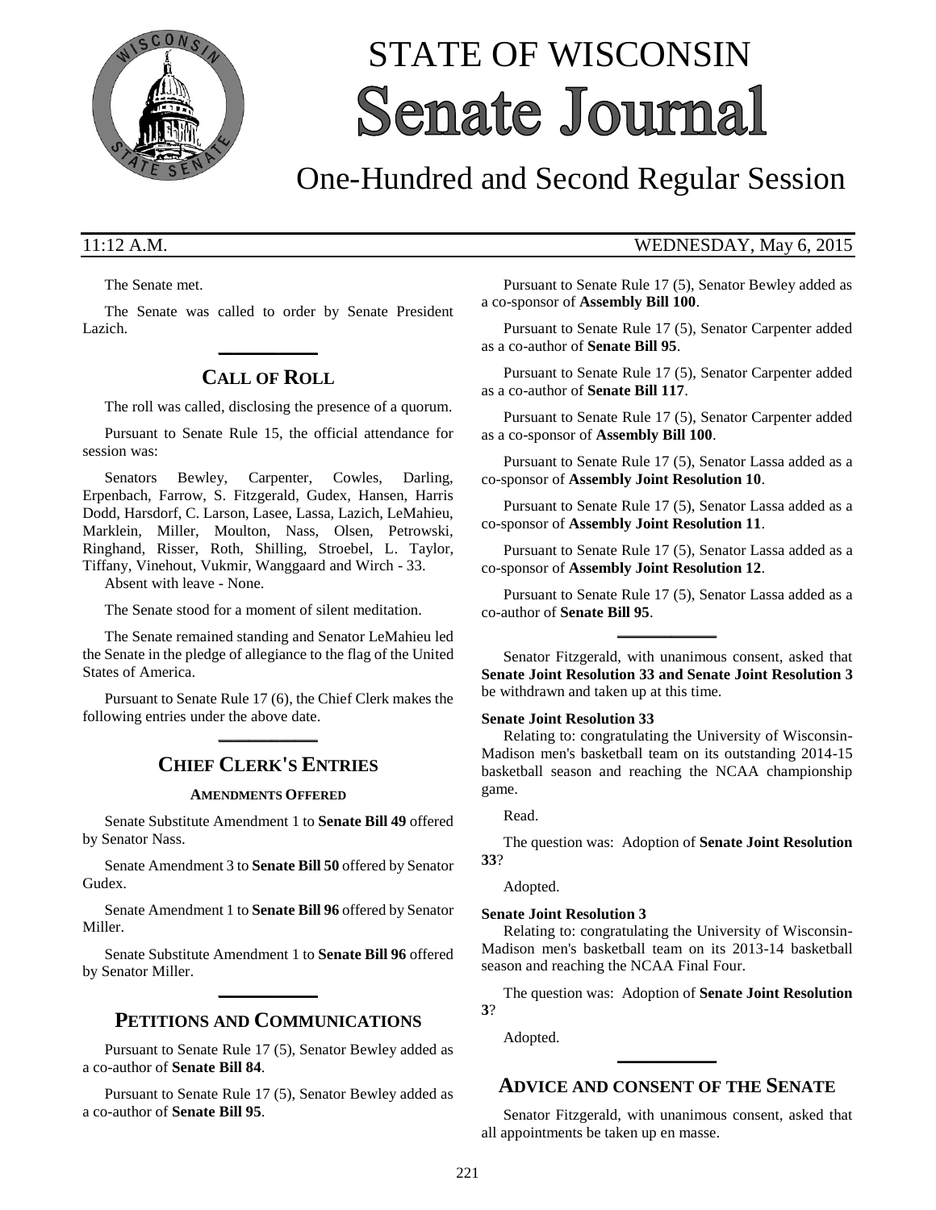# STATE OF WISCONSIN Senate Journal

## One-Hundred and Second Regular Session

11:12 A.M. WEDNESDAY, May 6, 2015

The Senate met.

The Senate was called to order by Senate President Lazich.

## CALL OF ROLL

The roll was called, disclosing the presence of a quorum.

Pursuant to Senate Rule 15, the official attendance for session was:

Senators Bewley, Carpenter, Cowles, Darling, Erpenbach, Farrow, S. Fitzgerald, Gudex, Hansen, Harris Dodd, Harsdorf, C. Larson, Lasee, Lassa, Lazich, LeMahieu, Marklein, Miller, Moulton, Nass, Olsen, Petrowski, Ringhand, Risser, Roth, Shilling, Stroebel, L. Taylor, Tiffany, Vinehout, Vukmir, Wanggaard and Wirch - 33.

Absent with leave - None.

The Senate stood for a moment of silent meditation.

The Senate remained standing and Senator LeMahieu led the Senate in the pledge of allegiance to the flag of the United States of America.

Pursuant to Senate Rule 17 (6), the Chief Clerk makes the following entries under the above date.

## CHIEF CLERK'S ENTRIES

### AMENDMENTS OFFERED

Senate Substitute Amendment 1 to **Senate Bill 49** offered by Senator Nass.

Senate Amendment 3 to **Senate Bill 50** offered by Senator Gudex.

Senate Amendment 1 to **Senate Bill 96** offered by Senator Miller.

Senate Substitute Amendment 1 to **Senate Bill 96** offered by Senator Miller.

## PETITIONS AND COMMUNICATIONS

Pursuant to Senate Rule 17 (5), Senator Bewley added as a co-author of **Senate Bill 84**.

Pursuant to Senate Rule 17 (5), Senator Bewley added as a co-author of **Senate Bill 95**.

Pursuant to Senate Rule 17 (5), Senator Bewley added as a co-sponsor of **Assembly Bill 100**.

Pursuant to Senate Rule 17 (5), Senator Carpenter added as a co-author of **Senate Bill 95**.

Pursuant to Senate Rule 17 (5), Senator Carpenter added as a co-author of **Senate Bill 117**.

Pursuant to Senate Rule 17 (5), Senator Carpenter added as a co-sponsor of **Assembly Bill 100**.

Pursuant to Senate Rule 17 (5), Senator Lassa added as a co-sponsor of **Assembly Joint Resolution 10**.

Pursuant to Senate Rule 17 (5), Senator Lassa added as a co-sponsor of **Assembly Joint Resolution 11**.

Pursuant to Senate Rule 17 (5), Senator Lassa added as a co-sponsor of **Assembly Joint Resolution 12**.

Pursuant to Senate Rule 17 (5), Senator Lassa added as a co-author of **Senate Bill 95**.

Senator Fitzgerald, with unanimous consent, asked that **Senate Joint Resolution 33 and Senate Joint Resolution 3** be withdrawn and taken up at this time.

**Senate Joint Resolution 33**

Relating to: congratulating the University of Wisconsin-Madison men's basketball team on its outstanding 2014-15 basketball season and reaching the NCAA championship game.

Read.

The question was: Adoption of **Senate Joint Resolution 33**?

Adopted.

**Senate Joint Resolution 3**

Relating to: congratulating the University of Wisconsin-Madison men's basketball team on its 2013-14 basketball season and reaching the NCAA Final Four.

The question was: Adoption of **Senate Joint Resolution 3**?

Adopted.

## ADVICE AND CONSENT OF THE SENATE

Senator Fitzgerald, with unanimous consent, asked that all appointments be taken up en masse.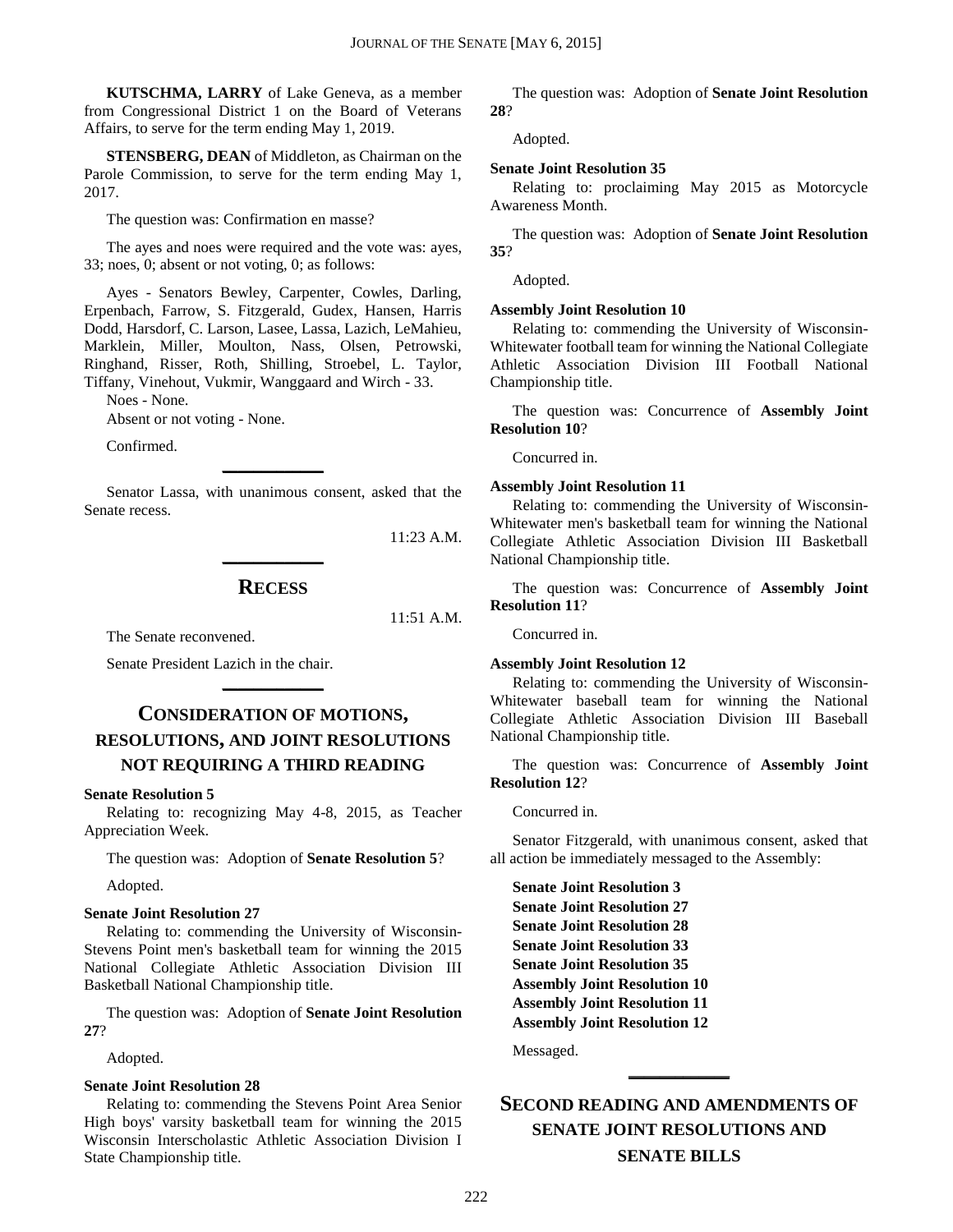**KUTSCHMA, LARRY** of Lake Geneva, as a member from Congressional District 1 on the Board of Veterans Affairs, to serve for the term ending May 1, 2019.

**STENSBERG, DEAN** of Middleton, as Chairman on the Parole Commission, to serve for the term ending May 1, 2017.

The question was: Confirmation en masse?

The ayes and noes were required and the vote was: ayes, 33; noes, 0; absent or not voting, 0; as follows:

Ayes - Senators Bewley, Carpenter, Cowles, Darling, Erpenbach, Farrow, S. Fitzgerald, Gudex, Hansen, Harris Dodd, Harsdorf, C. Larson, Lasee, Lassa, Lazich, LeMahieu, Marklein, Miller, Moulton, Nass, Olsen, Petrowski, Ringhand, Risser, Roth, Shilling, Stroebel, L. Taylor, Tiffany, Vinehout, Vukmir, Wanggaard and Wirch - 33.

Noes - None.

Absent or not voting - None.

Confirmed.

---

Senator Lassa, with unanimous consent, asked that the Senate recess.

11:23 A.M.

---

## RECESS

11:51 A.M.

The Senate reconvened.

Senate President Lazich in the chair.

---

## CONSIDERATION OF MOTIONS, RESOLUTIONS, AND JOINT RESOLUTIONS NOT REQUIRING A THIRD READING

**Senate Resolution 5**

Relating to: recognizing May 4-8, 2015, as Teacher Appreciation Week.

The question was: Adoption of **Senate Resolution 5**?

Adopted.

**Senate Joint Resolution 27**

Relating to: commending the University of Wisconsin-Stevens Point men's basketball team for winning the 2015 National Collegiate Athletic Association Division III Basketball National Championship title.

The question was: Adoption of **Senate Joint Resolution 27**?

Adopted.

**Senate Joint Resolution 28**

Relating to: commending the Stevens Point Area Senior High boys' varsity basketball team for winning the 2015 Wisconsin Interscholastic Athletic Association Division I State Championship title.

The question was: Adoption of **Senate Joint Resolution 28**?

Adopted.

**Senate Joint Resolution 35**

Relating to: proclaiming May 2015 as Motorcycle Awareness Month.

The question was: Adoption of **Senate Joint Resolution 35**?

Adopted.

**Assembly Joint Resolution 10**

Relating to: commending the University of Wisconsin-Whitewater football team for winning the National Collegiate Athletic Association Division III Football National Championship title.

The question was: Concurrence of **Assembly Joint Resolution 10**?

Concurred in.

**Assembly Joint Resolution 11**

Relating to: commending the University of Wisconsin-Whitewater men's basketball team for winning the National Collegiate Athletic Association Division III Basketball National Championship title.

The question was: Concurrence of **Assembly Joint Resolution 11**?

Concurred in.

**Assembly Joint Resolution 12**

Relating to: commending the University of Wisconsin-Whitewater baseball team for winning the National Collegiate Athletic Association Division III Baseball National Championship title.

The question was: Concurrence of **Assembly Joint Resolution 12**?

Concurred in.

Senator Fitzgerald, with unanimous consent, asked that all action be immediately messaged to the Assembly:

**Senate Joint Resolution 3**
**Senate Joint Resolution 27**
**Senate Joint Resolution 28**
**Senate Joint Resolution 33**
**Senate Joint Resolution 35**
**Assembly Joint Resolution 10**
**Assembly Joint Resolution 11**
**Assembly Joint Resolution 12**

Messaged.

---

## SECOND READING AND AMENDMENTS OF SENATE JOINT RESOLUTIONS AND SENATE BILLS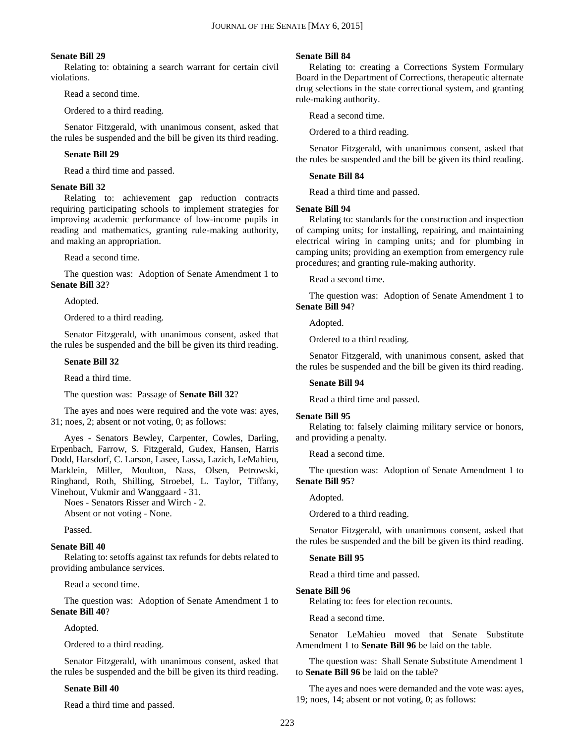**Senate Bill 29**

Relating to: obtaining a search warrant for certain civil violations.

Read a second time.

Ordered to a third reading.

Senator Fitzgerald, with unanimous consent, asked that the rules be suspended and the bill be given its third reading.

**Senate Bill 29**

Read a third time and passed.

**Senate Bill 32**

Relating to: achievement gap reduction contracts requiring participating schools to implement strategies for improving academic performance of low-income pupils in reading and mathematics, granting rule-making authority, and making an appropriation.

Read a second time.

The question was: Adoption of Senate Amendment 1 to **Senate Bill 32**?

Adopted.

Ordered to a third reading.

Senator Fitzgerald, with unanimous consent, asked that the rules be suspended and the bill be given its third reading.

**Senate Bill 32**

Read a third time.

The question was: Passage of **Senate Bill 32**?

The ayes and noes were required and the vote was: ayes, 31; noes, 2; absent or not voting, 0; as follows:

Ayes - Senators Bewley, Carpenter, Cowles, Darling, Erpenbach, Farrow, S. Fitzgerald, Gudex, Hansen, Harris Dodd, Harsdorf, C. Larson, Lasee, Lassa, Lazich, LeMahieu, Marklein, Miller, Moulton, Nass, Olsen, Petrowski, Ringhand, Roth, Shilling, Stroebel, L. Taylor, Tiffany, Vinehout, Vukmir and Wanggaard - 31.

Noes - Senators Risser and Wirch - 2.

Absent or not voting - None.

Passed.

**Senate Bill 40**

Relating to: setoffs against tax refunds for debts related to providing ambulance services.

Read a second time.

The question was: Adoption of Senate Amendment 1 to **Senate Bill 40**?

Adopted.

Ordered to a third reading.

Senator Fitzgerald, with unanimous consent, asked that the rules be suspended and the bill be given its third reading.

**Senate Bill 40**

Read a third time and passed.

**Senate Bill 84**

Relating to: creating a Corrections System Formulary Board in the Department of Corrections, therapeutic alternate drug selections in the state correctional system, and granting rule-making authority.

Read a second time.

Ordered to a third reading.

Senator Fitzgerald, with unanimous consent, asked that the rules be suspended and the bill be given its third reading.

**Senate Bill 84**

Read a third time and passed.

**Senate Bill 94**

Relating to: standards for the construction and inspection of camping units; for installing, repairing, and maintaining electrical wiring in camping units; and for plumbing in camping units; providing an exemption from emergency rule procedures; and granting rule-making authority.

Read a second time.

The question was: Adoption of Senate Amendment 1 to **Senate Bill 94**?

Adopted.

Ordered to a third reading.

Senator Fitzgerald, with unanimous consent, asked that the rules be suspended and the bill be given its third reading.

**Senate Bill 94**

Read a third time and passed.

**Senate Bill 95**

Relating to: falsely claiming military service or honors, and providing a penalty.

Read a second time.

The question was: Adoption of Senate Amendment 1 to **Senate Bill 95**?

Adopted.

Ordered to a third reading.

Senator Fitzgerald, with unanimous consent, asked that the rules be suspended and the bill be given its third reading.

**Senate Bill 95**

Read a third time and passed.

**Senate Bill 96**

Relating to: fees for election recounts.

Read a second time.

Senator LeMahieu moved that Senate Substitute Amendment 1 to **Senate Bill 96** be laid on the table.

The question was: Shall Senate Substitute Amendment 1 to **Senate Bill 96** be laid on the table?

The ayes and noes were demanded and the vote was: ayes, 19; noes, 14; absent or not voting, 0; as follows: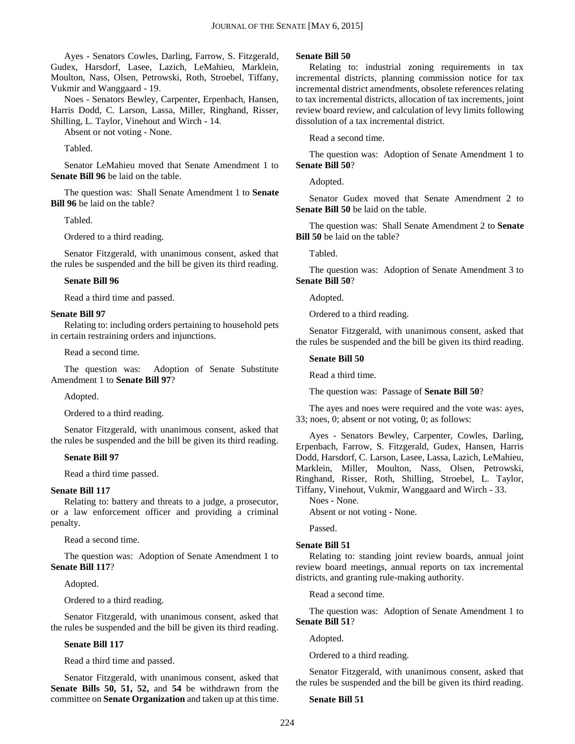Ayes - Senators Cowles, Darling, Farrow, S. Fitzgerald, Gudex, Harsdorf, Lasee, Lazich, LeMahieu, Marklein, Moulton, Nass, Olsen, Petrowski, Roth, Stroebel, Tiffany, Vukmir and Wanggaard - 19.

Noes - Senators Bewley, Carpenter, Erpenbach, Hansen, Harris Dodd, C. Larson, Lassa, Miller, Ringhand, Risser, Shilling, L. Taylor, Vinehout and Wirch - 14.

Absent or not voting - None.

Tabled.

Senator LeMahieu moved that Senate Amendment 1 to **Senate Bill 96** be laid on the table.

The question was: Shall Senate Amendment 1 to **Senate Bill 96** be laid on the table?

Tabled.

Ordered to a third reading.

Senator Fitzgerald, with unanimous consent, asked that the rules be suspended and the bill be given its third reading.

**Senate Bill 96**

Read a third time and passed.

**Senate Bill 97**

Relating to: including orders pertaining to household pets in certain restraining orders and injunctions.

Read a second time.

The question was: Adoption of Senate Substitute Amendment 1 to **Senate Bill 97**?

Adopted.

Ordered to a third reading.

Senator Fitzgerald, with unanimous consent, asked that the rules be suspended and the bill be given its third reading.

**Senate Bill 97**

Read a third time passed.

**Senate Bill 117**

Relating to: battery and threats to a judge, a prosecutor, or a law enforcement officer and providing a criminal penalty.

Read a second time.

The question was: Adoption of Senate Amendment 1 to **Senate Bill 117**?

Adopted.

Ordered to a third reading.

Senator Fitzgerald, with unanimous consent, asked that the rules be suspended and the bill be given its third reading.

**Senate Bill 117**

Read a third time and passed.

Senator Fitzgerald, with unanimous consent, asked that **Senate Bills 50, 51, 52,** and **54** be withdrawn from the committee on **Senate Organization** and taken up at this time.

**Senate Bill 50**

Relating to: industrial zoning requirements in tax incremental districts, planning commission notice for tax incremental district amendments, obsolete references relating to tax incremental districts, allocation of tax increments, joint review board review, and calculation of levy limits following dissolution of a tax incremental district.

Read a second time.

The question was: Adoption of Senate Amendment 1 to **Senate Bill 50**?

Adopted.

Senator Gudex moved that Senate Amendment 2 to **Senate Bill 50** be laid on the table.

The question was: Shall Senate Amendment 2 to **Senate Bill 50** be laid on the table?

Tabled.

The question was: Adoption of Senate Amendment 3 to **Senate Bill 50**?

Adopted.

Ordered to a third reading.

Senator Fitzgerald, with unanimous consent, asked that the rules be suspended and the bill be given its third reading.

**Senate Bill 50**

Read a third time.

The question was: Passage of **Senate Bill 50**?

The ayes and noes were required and the vote was: ayes, 33; noes, 0; absent or not voting, 0; as follows:

Ayes - Senators Bewley, Carpenter, Cowles, Darling, Erpenbach, Farrow, S. Fitzgerald, Gudex, Hansen, Harris Dodd, Harsdorf, C. Larson, Lasee, Lassa, Lazich, LeMahieu, Marklein, Miller, Moulton, Nass, Olsen, Petrowski, Ringhand, Risser, Roth, Shilling, Stroebel, L. Taylor, Tiffany, Vinehout, Vukmir, Wanggaard and Wirch - 33.

Noes - None.

Absent or not voting - None.

Passed.

**Senate Bill 51**

Relating to: standing joint review boards, annual joint review board meetings, annual reports on tax incremental districts, and granting rule-making authority.

Read a second time.

The question was: Adoption of Senate Amendment 1 to **Senate Bill 51**?

Adopted.

Ordered to a third reading.

Senator Fitzgerald, with unanimous consent, asked that the rules be suspended and the bill be given its third reading.

**Senate Bill 51**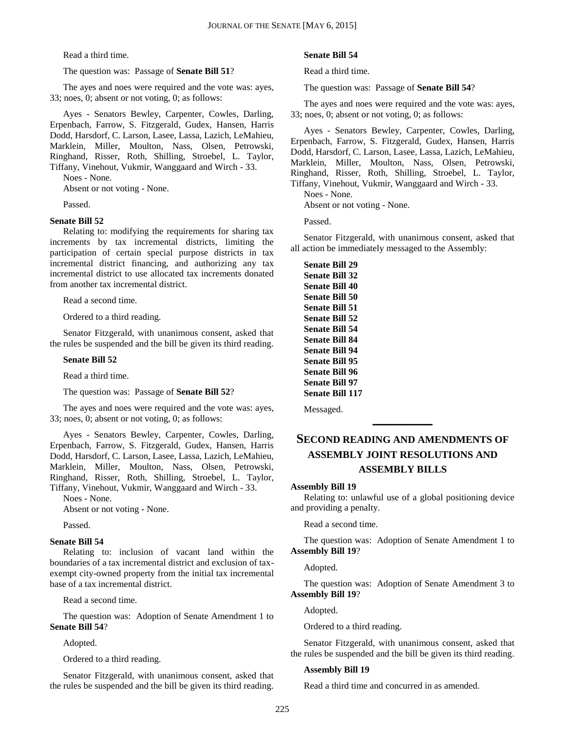Read a third time.

The question was: Passage of **Senate Bill 51**?

The ayes and noes were required and the vote was: ayes, 33; noes, 0; absent or not voting, 0; as follows:

Ayes - Senators Bewley, Carpenter, Cowles, Darling, Erpenbach, Farrow, S. Fitzgerald, Gudex, Hansen, Harris Dodd, Harsdorf, C. Larson, Lasee, Lassa, Lazich, LeMahieu, Marklein, Miller, Moulton, Nass, Olsen, Petrowski, Ringhand, Risser, Roth, Shilling, Stroebel, L. Taylor, Tiffany, Vinehout, Vukmir, Wanggaard and Wirch - 33.

Noes - None.

Absent or not voting - None.

Passed.

**Senate Bill 52**

Relating to: modifying the requirements for sharing tax increments by tax incremental districts, limiting the participation of certain special purpose districts in tax incremental district financing, and authorizing any tax incremental district to use allocated tax increments donated from another tax incremental district.

Read a second time.

Ordered to a third reading.

Senator Fitzgerald, with unanimous consent, asked that the rules be suspended and the bill be given its third reading.

**Senate Bill 52**

Read a third time.

The question was: Passage of **Senate Bill 52**?

The ayes and noes were required and the vote was: ayes, 33; noes, 0; absent or not voting, 0; as follows:

Ayes - Senators Bewley, Carpenter, Cowles, Darling, Erpenbach, Farrow, S. Fitzgerald, Gudex, Hansen, Harris Dodd, Harsdorf, C. Larson, Lasee, Lassa, Lazich, LeMahieu, Marklein, Miller, Moulton, Nass, Olsen, Petrowski, Ringhand, Risser, Roth, Shilling, Stroebel, L. Taylor, Tiffany, Vinehout, Vukmir, Wanggaard and Wirch - 33.

Noes - None.

Absent or not voting - None.

Passed.

**Senate Bill 54**

Relating to: inclusion of vacant land within the boundaries of a tax incremental district and exclusion of tax-exempt city-owned property from the initial tax incremental base of a tax incremental district.

Read a second time.

The question was: Adoption of Senate Amendment 1 to **Senate Bill 54**?

Adopted.

Ordered to a third reading.

Senator Fitzgerald, with unanimous consent, asked that the rules be suspended and the bill be given its third reading.

**Senate Bill 54**

Read a third time.

The question was: Passage of **Senate Bill 54**?

The ayes and noes were required and the vote was: ayes, 33; noes, 0; absent or not voting, 0; as follows:

Ayes - Senators Bewley, Carpenter, Cowles, Darling, Erpenbach, Farrow, S. Fitzgerald, Gudex, Hansen, Harris Dodd, Harsdorf, C. Larson, Lasee, Lassa, Lazich, LeMahieu, Marklein, Miller, Moulton, Nass, Olsen, Petrowski, Ringhand, Risser, Roth, Shilling, Stroebel, L. Taylor, Tiffany, Vinehout, Vukmir, Wanggaard and Wirch - 33.

Noes - None.

Absent or not voting - None.

Passed.

Senator Fitzgerald, with unanimous consent, asked that all action be immediately messaged to the Assembly:

**Senate Bill 29**
**Senate Bill 32**
**Senate Bill 40**
**Senate Bill 50**
**Senate Bill 51**
**Senate Bill 52**
**Senate Bill 54**
**Senate Bill 84**
**Senate Bill 94**
**Senate Bill 95**
**Senate Bill 96**
**Senate Bill 97**
**Senate Bill 117**

Messaged.

## SECOND READING AND AMENDMENTS OF ASSEMBLY JOINT RESOLUTIONS AND ASSEMBLY BILLS

**Assembly Bill 19**

Relating to: unlawful use of a global positioning device and providing a penalty.

Read a second time.

The question was: Adoption of Senate Amendment 1 to **Assembly Bill 19**?

Adopted.

The question was: Adoption of Senate Amendment 3 to **Assembly Bill 19**?

Adopted.

Ordered to a third reading.

Senator Fitzgerald, with unanimous consent, asked that the rules be suspended and the bill be given its third reading.

**Assembly Bill 19**

Read a third time and concurred in as amended.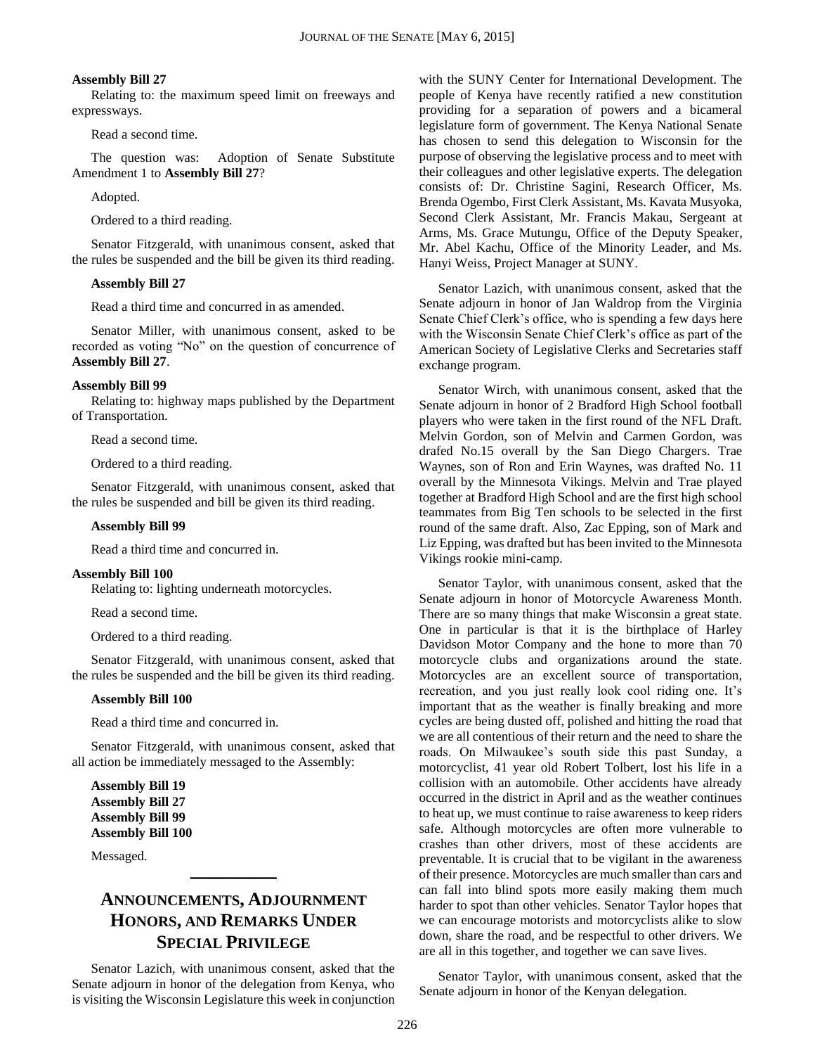**Assembly Bill 27**

Relating to: the maximum speed limit on freeways and expressways.

Read a second time.

The question was: Adoption of Senate Substitute Amendment 1 to **Assembly Bill 27**?

Adopted.

Ordered to a third reading.

Senator Fitzgerald, with unanimous consent, asked that the rules be suspended and the bill be given its third reading.

**Assembly Bill 27**

Read a third time and concurred in as amended.

Senator Miller, with unanimous consent, asked to be recorded as voting "No" on the question of concurrence of **Assembly Bill 27**.

**Assembly Bill 99**

Relating to: highway maps published by the Department of Transportation.

Read a second time.

Ordered to a third reading.

Senator Fitzgerald, with unanimous consent, asked that the rules be suspended and bill be given its third reading.

**Assembly Bill 99**

Read a third time and concurred in.

**Assembly Bill 100**

Relating to: lighting underneath motorcycles.

Read a second time.

Ordered to a third reading.

Senator Fitzgerald, with unanimous consent, asked that the rules be suspended and the bill be given its third reading.

**Assembly Bill 100**

Read a third time and concurred in.

Senator Fitzgerald, with unanimous consent, asked that all action be immediately messaged to the Assembly:

**Assembly Bill 19**
**Assembly Bill 27**
**Assembly Bill 99**
**Assembly Bill 100**

Messaged.

---

## ANNOUNCEMENTS, ADJOURNMENT HONORS, AND REMARKS UNDER SPECIAL PRIVILEGE

Senator Lazich, with unanimous consent, asked that the Senate adjourn in honor of the delegation from Kenya, who is visiting the Wisconsin Legislature this week in conjunction with the SUNY Center for International Development. The people of Kenya have recently ratified a new constitution providing for a separation of powers and a bicameral legislature form of government. The Kenya National Senate has chosen to send this delegation to Wisconsin for the purpose of observing the legislative process and to meet with their colleagues and other legislative experts. The delegation consists of: Dr. Christine Sagini, Research Officer, Ms. Brenda Ogembo, First Clerk Assistant, Ms. Kavata Musyoka, Second Clerk Assistant, Mr. Francis Makau, Sergeant at Arms, Ms. Grace Mutungu, Office of the Deputy Speaker, Mr. Abel Kachu, Office of the Minority Leader, and Ms. Hanyi Weiss, Project Manager at SUNY.

Senator Lazich, with unanimous consent, asked that the Senate adjourn in honor of Jan Waldrop from the Virginia Senate Chief Clerk's office, who is spending a few days here with the Wisconsin Senate Chief Clerk's office as part of the American Society of Legislative Clerks and Secretaries staff exchange program.

Senator Wirch, with unanimous consent, asked that the Senate adjourn in honor of 2 Bradford High School football players who were taken in the first round of the NFL Draft. Melvin Gordon, son of Melvin and Carmen Gordon, was drafed No.15 overall by the San Diego Chargers. Trae Waynes, son of Ron and Erin Waynes, was drafted No. 11 overall by the Minnesota Vikings. Melvin and Trae played together at Bradford High School and are the first high school teammates from Big Ten schools to be selected in the first round of the same draft. Also, Zac Epping, son of Mark and Liz Epping, was drafted but has been invited to the Minnesota Vikings rookie mini-camp.

Senator Taylor, with unanimous consent, asked that the Senate adjourn in honor of Motorcycle Awareness Month. There are so many things that make Wisconsin a great state. One in particular is that it is the birthplace of Harley Davidson Motor Company and the hone to more than 70 motorcycle clubs and organizations around the state. Motorcycles are an excellent source of transportation, recreation, and you just really look cool riding one. It's important that as the weather is finally breaking and more cycles are being dusted off, polished and hitting the road that we are all contentious of their return and the need to share the roads. On Milwaukee's south side this past Sunday, a motorcyclist, 41 year old Robert Tolbert, lost his life in a collision with an automobile. Other accidents have already occurred in the district in April and as the weather continues to heat up, we must continue to raise awareness to keep riders safe. Although motorcycles are often more vulnerable to crashes than other drivers, most of these accidents are preventable. It is crucial that to be vigilant in the awareness of their presence. Motorcycles are much smaller than cars and can fall into blind spots more easily making them much harder to spot than other vehicles. Senator Taylor hopes that we can encourage motorists and motorcyclists alike to slow down, share the road, and be respectful to other drivers. We are all in this together, and together we can save lives.

Senator Taylor, with unanimous consent, asked that the Senate adjourn in honor of the Kenyan delegation.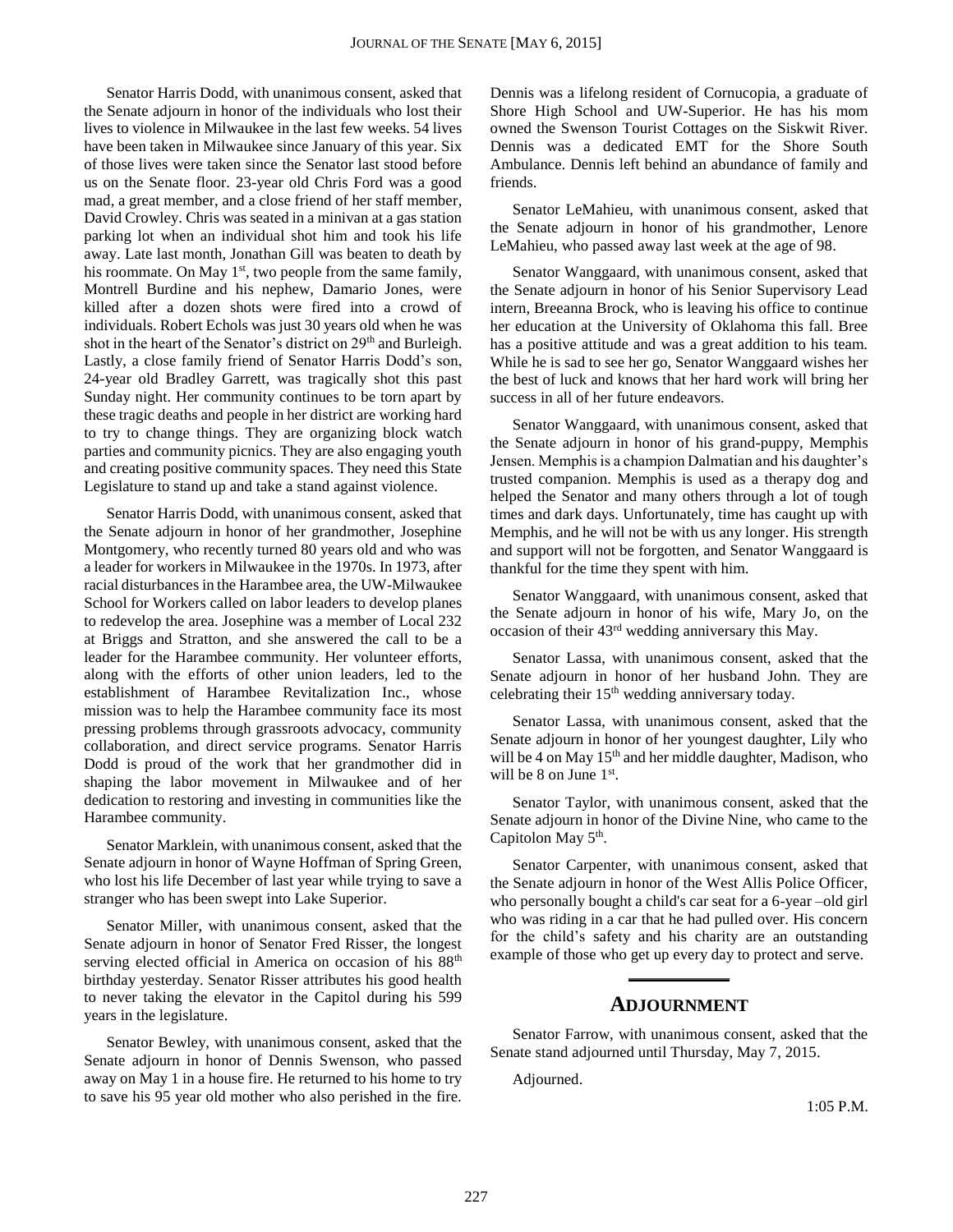Senator Harris Dodd, with unanimous consent, asked that the Senate adjourn in honor of the individuals who lost their lives to violence in Milwaukee in the last few weeks. 54 lives have been taken in Milwaukee since January of this year. Six of those lives were taken since the Senator last stood before us on the Senate floor. 23-year old Chris Ford was a good mad, a great member, and a close friend of her staff member, David Crowley. Chris was seated in a minivan at a gas station parking lot when an individual shot him and took his life away. Late last month, Jonathan Gill was beaten to death by his roommate. On May 1st, two people from the same family, Montrell Burdine and his nephew, Damario Jones, were killed after a dozen shots were fired into a crowd of individuals. Robert Echols was just 30 years old when he was shot in the heart of the Senator's district on 29th and Burleigh. Lastly, a close family friend of Senator Harris Dodd's son, 24-year old Bradley Garrett, was tragically shot this past Sunday night. Her community continues to be torn apart by these tragic deaths and people in her district are working hard to try to change things. They are organizing block watch parties and community picnics. They are also engaging youth and creating positive community spaces. They need this State Legislature to stand up and take a stand against violence.

Senator Harris Dodd, with unanimous consent, asked that the Senate adjourn in honor of her grandmother, Josephine Montgomery, who recently turned 80 years old and who was a leader for workers in Milwaukee in the 1970s. In 1973, after racial disturbances in the Harambee area, the UW-Milwaukee School for Workers called on labor leaders to develop planes to redevelop the area. Josephine was a member of Local 232 at Briggs and Stratton, and she answered the call to be a leader for the Harambee community. Her volunteer efforts, along with the efforts of other union leaders, led to the establishment of Harambee Revitalization Inc., whose mission was to help the Harambee community face its most pressing problems through grassroots advocacy, community collaboration, and direct service programs. Senator Harris Dodd is proud of the work that her grandmother did in shaping the labor movement in Milwaukee and of her dedication to restoring and investing in communities like the Harambee community.

Senator Marklein, with unanimous consent, asked that the Senate adjourn in honor of Wayne Hoffman of Spring Green, who lost his life December of last year while trying to save a stranger who has been swept into Lake Superior.

Senator Miller, with unanimous consent, asked that the Senate adjourn in honor of Senator Fred Risser, the longest serving elected official in America on occasion of his 88th birthday yesterday. Senator Risser attributes his good health to never taking the elevator in the Capitol during his 599 years in the legislature.

Senator Bewley, with unanimous consent, asked that the Senate adjourn in honor of Dennis Swenson, who passed away on May 1 in a house fire. He returned to his home to try to save his 95 year old mother who also perished in the fire. Dennis was a lifelong resident of Cornucopia, a graduate of Shore High School and UW-Superior. He has his mom owned the Swenson Tourist Cottages on the Siskwit River. Dennis was a dedicated EMT for the Shore South Ambulance. Dennis left behind an abundance of family and friends.

Senator LeMahieu, with unanimous consent, asked that the Senate adjourn in honor of his grandmother, Lenore LeMahieu, who passed away last week at the age of 98.

Senator Wanggaard, with unanimous consent, asked that the Senate adjourn in honor of his Senior Supervisory Lead intern, Breeanna Brock, who is leaving his office to continue her education at the University of Oklahoma this fall. Bree has a positive attitude and was a great addition to his team. While he is sad to see her go, Senator Wanggaard wishes her the best of luck and knows that her hard work will bring her success in all of her future endeavors.

Senator Wanggaard, with unanimous consent, asked that the Senate adjourn in honor of his grand-puppy, Memphis Jensen. Memphis is a champion Dalmatian and his daughter's trusted companion. Memphis is used as a therapy dog and helped the Senator and many others through a lot of tough times and dark days. Unfortunately, time has caught up with Memphis, and he will not be with us any longer. His strength and support will not be forgotten, and Senator Wanggaard is thankful for the time they spent with him.

Senator Wanggaard, with unanimous consent, asked that the Senate adjourn in honor of his wife, Mary Jo, on the occasion of their 43rd wedding anniversary this May.

Senator Lassa, with unanimous consent, asked that the Senate adjourn in honor of her husband John. They are celebrating their 15th wedding anniversary today.

Senator Lassa, with unanimous consent, asked that the Senate adjourn in honor of her youngest daughter, Lily who will be 4 on May 15th and her middle daughter, Madison, who will be 8 on June 1st.

Senator Taylor, with unanimous consent, asked that the Senate adjourn in honor of the Divine Nine, who came to the Capitolon May 5th.

Senator Carpenter, with unanimous consent, asked that the Senate adjourn in honor of the West Allis Police Officer, who personally bought a child's car seat for a 6-year –old girl who was riding in a car that he had pulled over. His concern for the child's safety and his charity are an outstanding example of those who get up every day to protect and serve.

## ADJOURNMENT

Senator Farrow, with unanimous consent, asked that the Senate stand adjourned until Thursday, May 7, 2015.

Adjourned.

1:05 P.M.